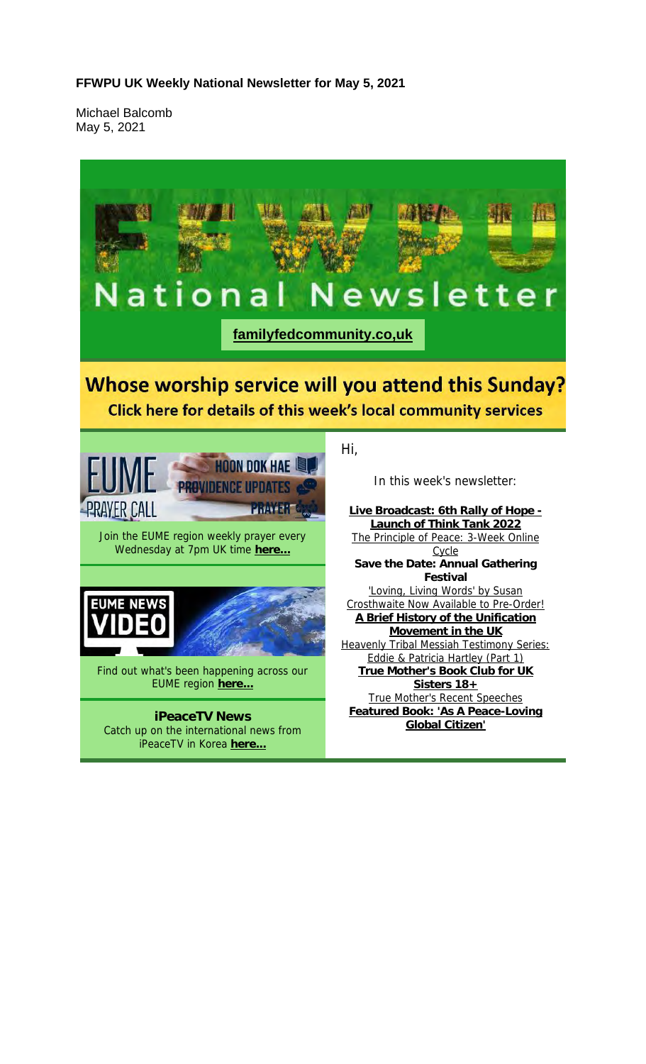**FFWPU UK Weekly National Newsletter for May 5, 2021**

Michael Balcomb
May 5, 2021

# National Newsletter

**familyfedcommunity.co,uk**

## Whose worship service will you attend this Sunday?

**Click here for details of this week's local community services**

EUME PRAYER CALL — HOON DOK HAE — PROVIDENCE UPDATES — PRAYER

Join the EUME region weekly prayer every Wednesday at 7pm UK time **here...**

EUME NEWS VIDEO

Find out what's been happening across our EUME region **here...**

**iPeaceTV News**

Catch up on the international news from iPeaceTV in Korea **here...**

Hi,

In this week's newsletter:

- **Live Broadcast: 6th Rally of Hope - Launch of Think Tank 2022**
- The Principle of Peace: 3-Week Online Cycle
- **Save the Date: Annual Gathering Festival**
- 'Loving, Living Words' by Susan Crosthwaite Now Available to Pre-Order!
- **A Brief History of the Unification Movement in the UK**
- Heavenly Tribal Messiah Testimony Series: Eddie & Patricia Hartley (Part 1)
- **True Mother's Book Club for UK Sisters 18+**
- True Mother's Recent Speeches
- **Featured Book: 'As A Peace-Loving Global Citizen'**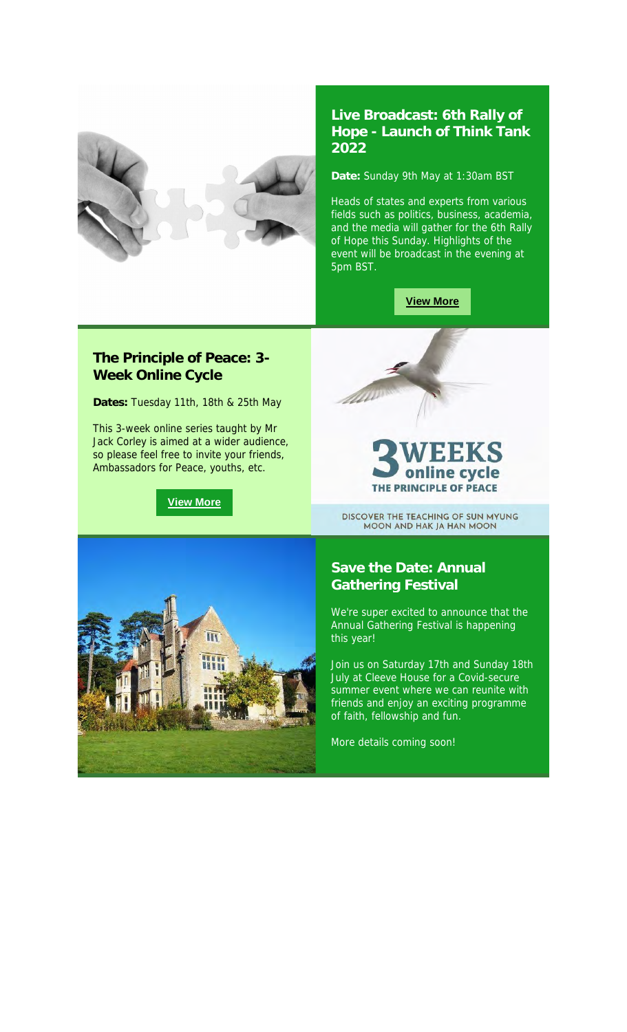## Live Broadcast: 6th Rally of Hope - Launch of Think Tank 2022

**Date:** Sunday 9th May at 1:30am BST

Heads of states and experts from various fields such as politics, business, academia, and the media will gather for the 6th Rally of Hope this Sunday. Highlights of the event will be broadcast in the evening at 5pm BST.

**View More**

## The Principle of Peace: 3-Week Online Cycle

**Dates:** Tuesday 11th, 18th & 25th May

This 3-week online series taught by Mr Jack Corley is aimed at a wider audience, so please feel free to invite your friends, Ambassadors for Peace, youths, etc.

**View More**

3 WEEKS online cycle
THE PRINCIPLE OF PEACE

DISCOVER THE TEACHING OF SUN MYUNG MOON AND HAK JA HAN MOON

## Save the Date: Annual Gathering Festival

We're super excited to announce that the Annual Gathering Festival is happening this year!

Join us on Saturday 17th and Sunday 18th July at Cleeve House for a Covid-secure summer event where we can reunite with friends and enjoy an exciting programme of faith, fellowship and fun.

More details coming soon!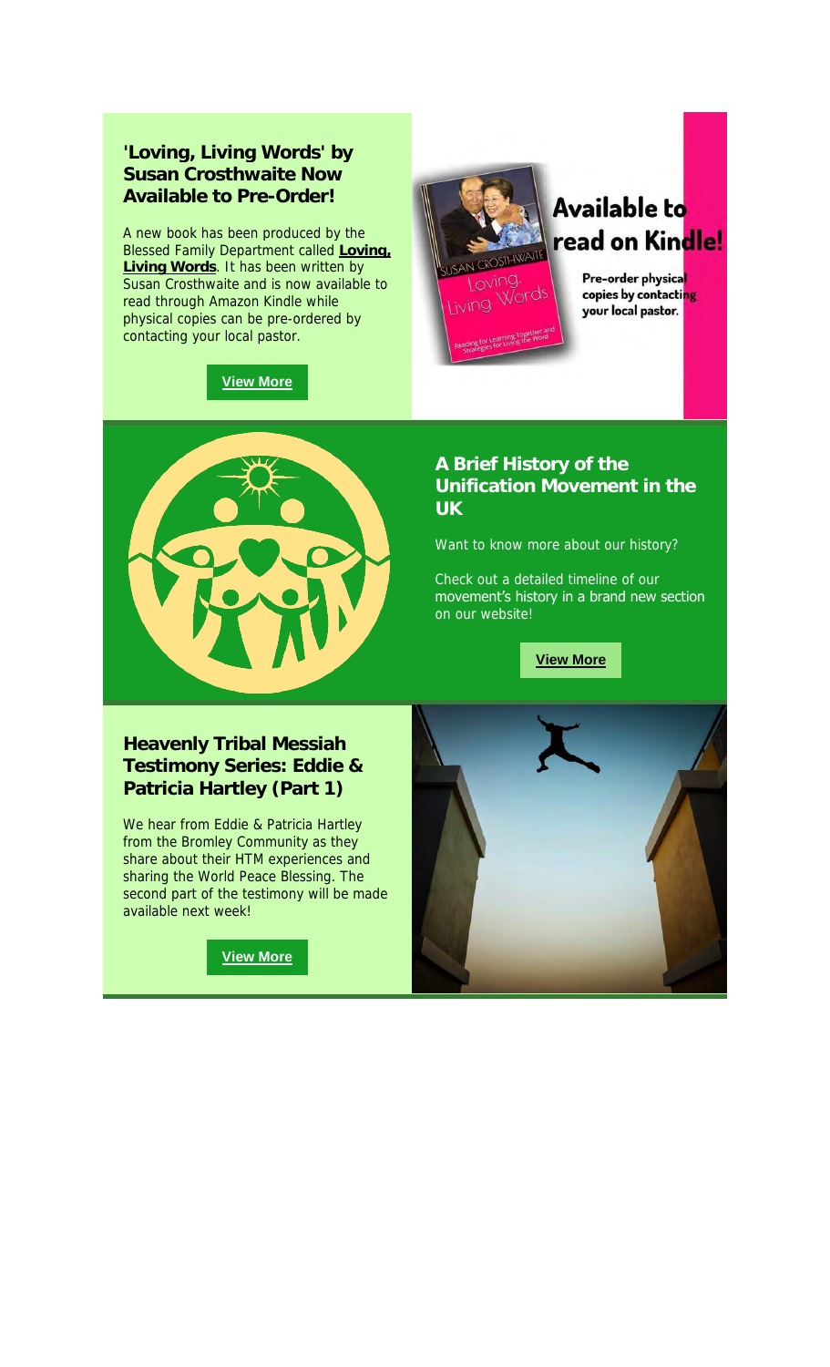## 'Loving, Living Words' by Susan Crosthwaite Now Available to Pre-Order!

A new book has been produced by the Blessed Family Department called **Loving, Living Words**. It has been written by Susan Crosthwaite and is now available to read through Amazon Kindle while physical copies can be pre-ordered by contacting your local pastor.

**View More**

Available to read on Kindle!

Pre-order physical copies by contacting your local pastor.

## A Brief History of the Unification Movement in the UK

Want to know more about our history?

Check out a detailed timeline of our movement's history in a brand new section on our website!

**View More**

## Heavenly Tribal Messiah Testimony Series: Eddie & Patricia Hartley (Part 1)

We hear from Eddie & Patricia Hartley from the Bromley Community as they share about their HTM experiences and sharing the World Peace Blessing. The second part of the testimony will be made available next week!

**View More**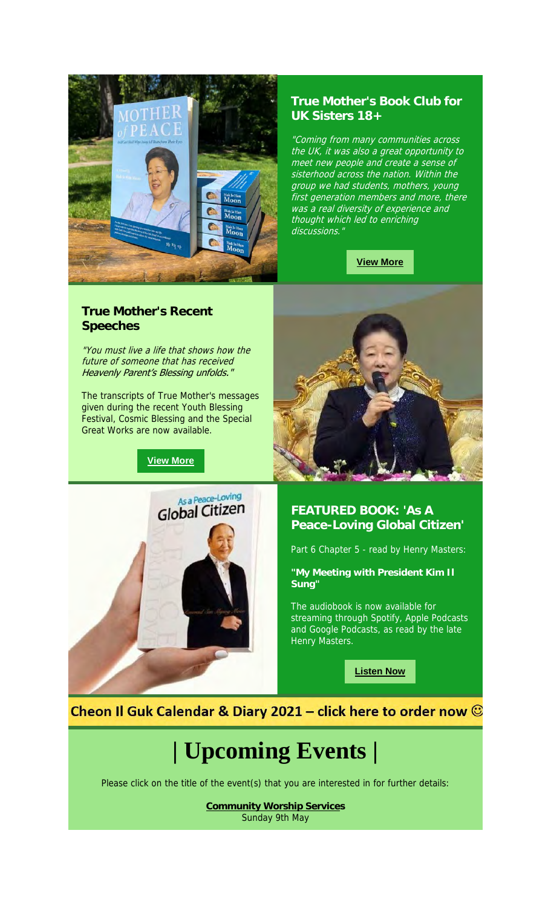## True Mother's Book Club for UK Sisters 18+

*"Coming from many communities across the UK, it was also a great opportunity to meet new people and create a sense of sisterhood across the nation. Within the group we had students, mothers, young first generation members and more, there was a real diversity of experience and thought which led to enriching discussions."*

**View More**

## True Mother's Recent Speeches

*"You must live a life that shows how the future of someone that has received Heavenly Parent's Blessing unfolds."*

The transcripts of True Mother's messages given during the recent Youth Blessing Festival, Cosmic Blessing and the Special Great Works are now available.

**View More**

## FEATURED BOOK: 'As A Peace-Loving Global Citizen'

Part 6 Chapter 5 - read by Henry Masters:

**"My Meeting with President Kim Il Sung"**

The audiobook is now available for streaming through Spotify, Apple Podcasts and Google Podcasts, as read by the late Henry Masters.

**Listen Now**

**Cheon Il Guk Calendar & Diary 2021 – click here to order now ☺**

# | Upcoming Events |

Please click on the title of the event(s) that you are interested in for further details:

**Community Worship Services**
Sunday 9th May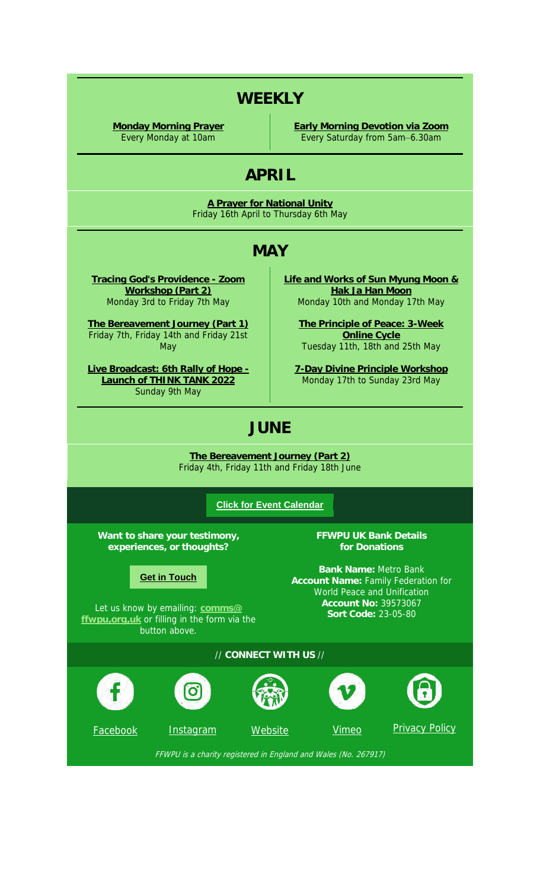## WEEKLY

**Monday Morning Prayer**
Every Monday at 10am

**Early Morning Devotion via Zoom**
Every Saturday from 5am–6.30am

## APRIL

**A Prayer for National Unity**
Friday 16th April to Thursday 6th May

## MAY

**Tracing God's Providence - Zoom Workshop (Part 2)**
Monday 3rd to Friday 7th May

**The Bereavement Journey (Part 1)**
Friday 7th, Friday 14th and Friday 21st May

**Live Broadcast: 6th Rally of Hope - Launch of THINK TANK 2022**
Sunday 9th May

**Life and Works of Sun Myung Moon & Hak Ja Han Moon**
Monday 10th and Monday 17th May

**The Principle of Peace: 3-Week Online Cycle**
Tuesday 11th, 18th and 25th May

**7-Day Divine Principle Workshop**
Monday 17th to Sunday 23rd May

## JUNE

**The Bereavement Journey (Part 2)**
Friday 4th, Friday 11th and Friday 18th June

**Click for Event Calendar**

**Want to share your testimony, experiences, or thoughts?**

**Get in Touch**

Let us know by emailing: **comms@ffwpu,org,uk** or filling in the form via the button above.

**FFWPU UK Bank Details for Donations**

**Bank Name:** Metro Bank
**Account Name:** Family Federation for World Peace and Unification
**Account No:** 39573067
**Sort Code:** 23-05-80

// **CONNECT WITH US** //

Facebook | Instagram | Website | Vimeo | Privacy Policy

*FFWPU is a charity registered in England and Wales (No. 267917)*